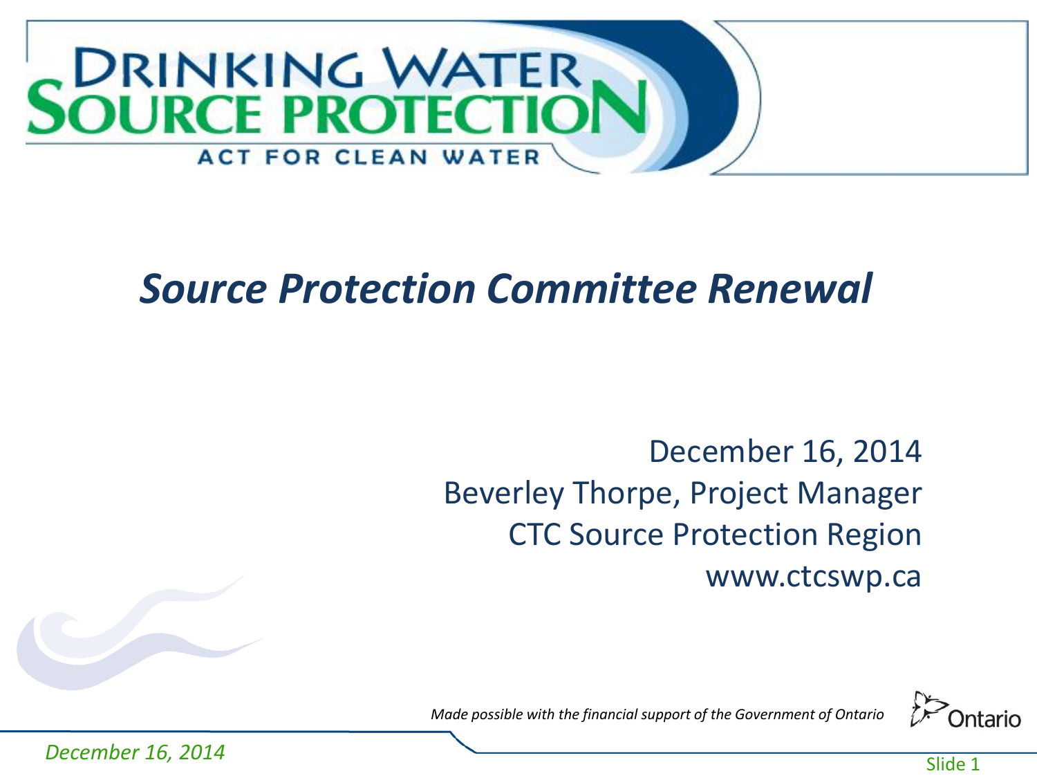# DRINKING WATER SOURCE PROTECTION

ACT FOR CLEAN WATER

## *Source Protection Committee Renewal*

December 16, 2014
Beverley Thorpe, Project Manager
CTC Source Protection Region
www.ctcswp.ca

*Made possible with the financial support of the Government of Ontario*

Ontario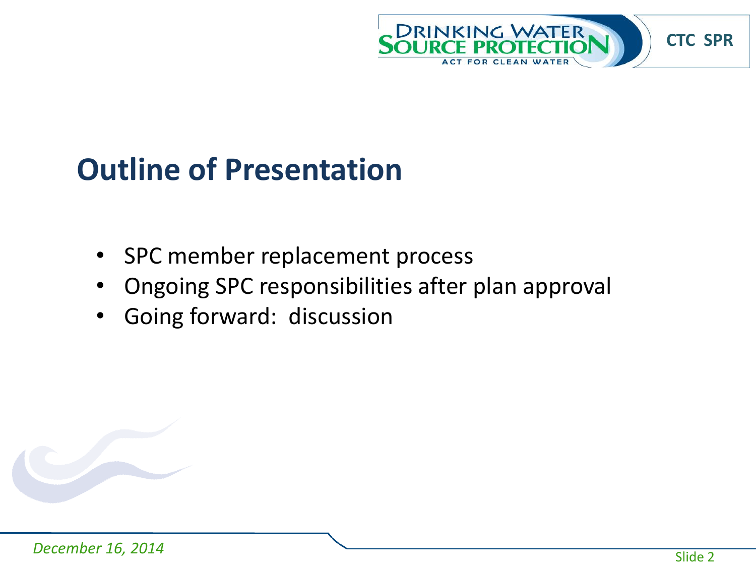## Outline of Presentation

- SPC member replacement process
- Ongoing SPC responsibilities after plan approval
- Going forward: discussion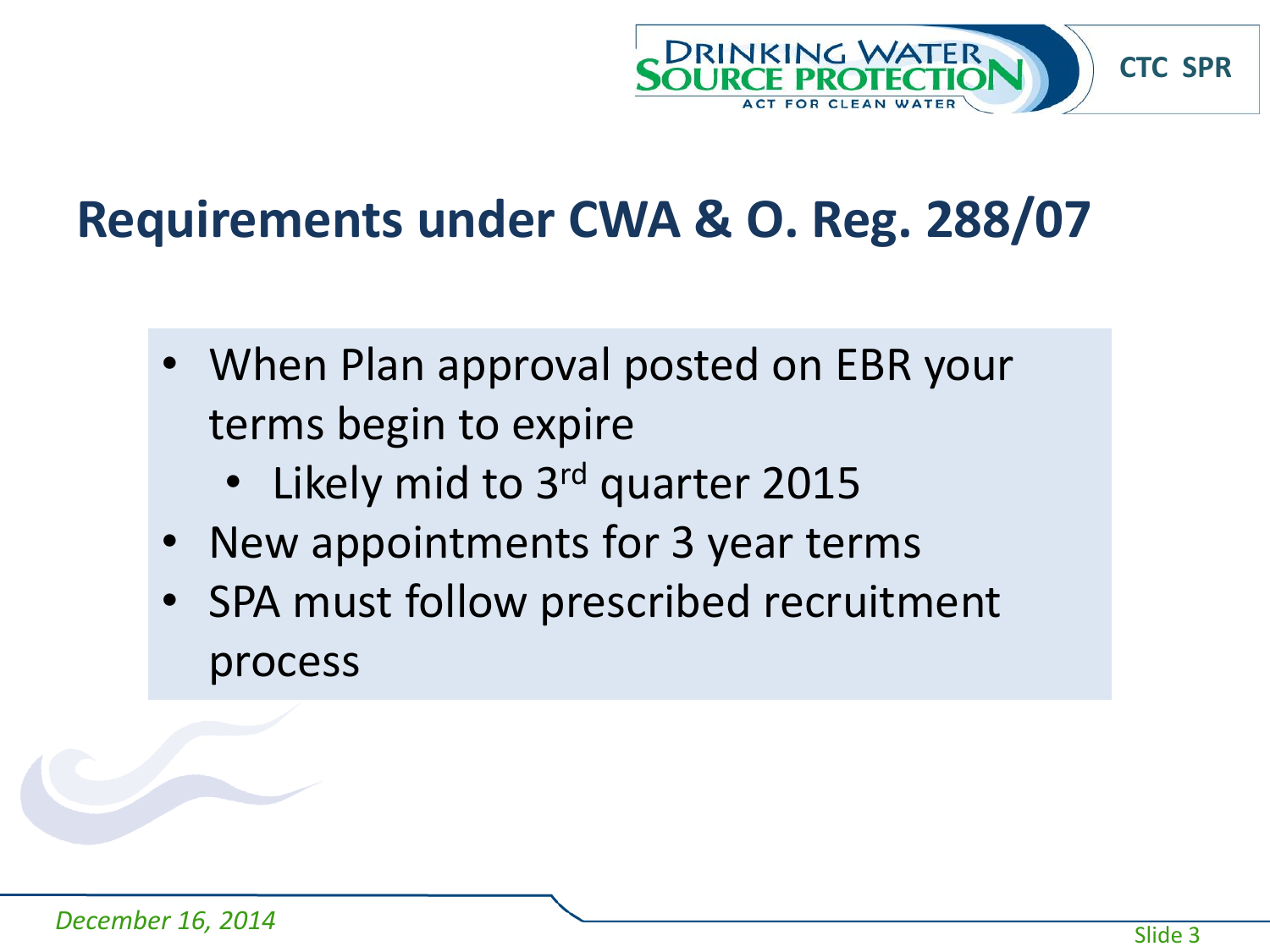# Requirements under CWA & O. Reg. 288/07

- When Plan approval posted on EBR your terms begin to expire
  - Likely mid to 3rd quarter 2015
- New appointments for 3 year terms
- SPA must follow prescribed recruitment process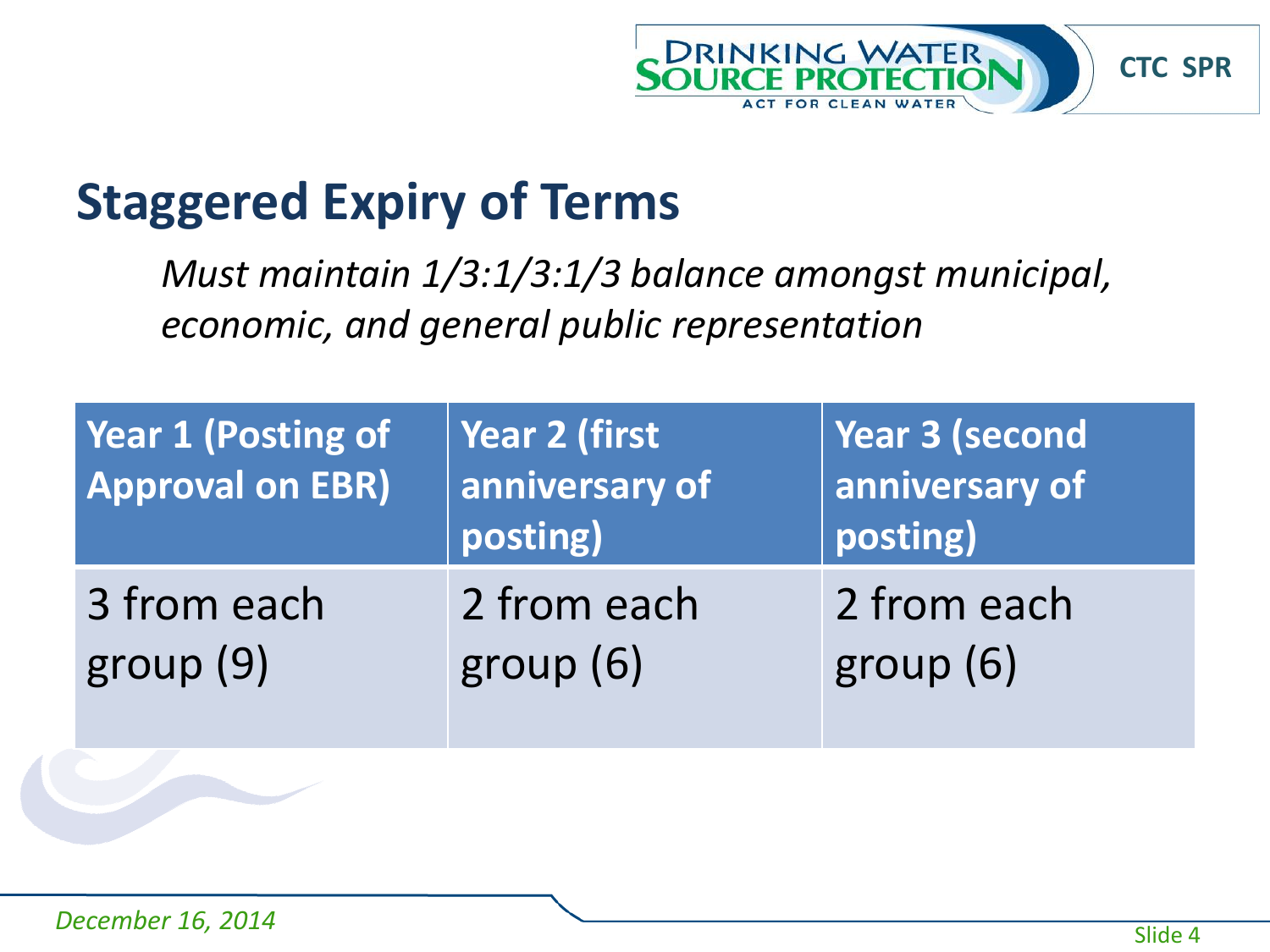## Staggered Expiry of Terms

*Must maintain 1/3:1/3:1/3 balance amongst municipal, economic, and general public representation*

| Year 1 (Posting of Approval on EBR) | Year 2 (first anniversary of posting) | Year 3 (second anniversary of posting) |
|---|---|---|
| 3 from each group (9) | 2 from each group (6) | 2 from each group (6) |

*December 16, 2014*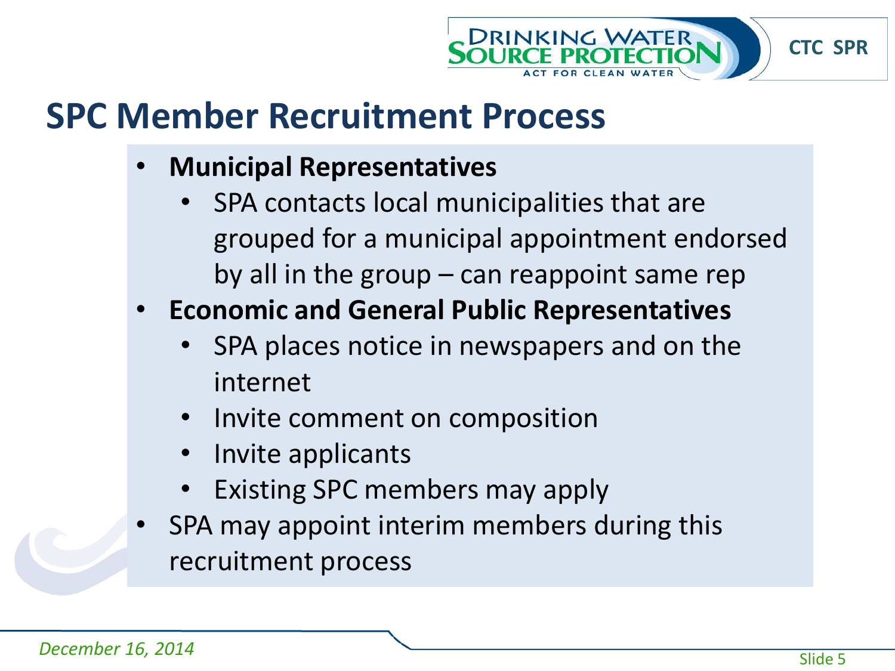## SPC Member Recruitment Process

- **Municipal Representatives**
  - SPA contacts local municipalities that are grouped for a municipal appointment endorsed by all in the group – can reappoint same rep
- **Economic and General Public Representatives**
  - SPA places notice in newspapers and on the internet
  - Invite comment on composition
  - Invite applicants
  - Existing SPC members may apply
- SPA may appoint interim members during this recruitment process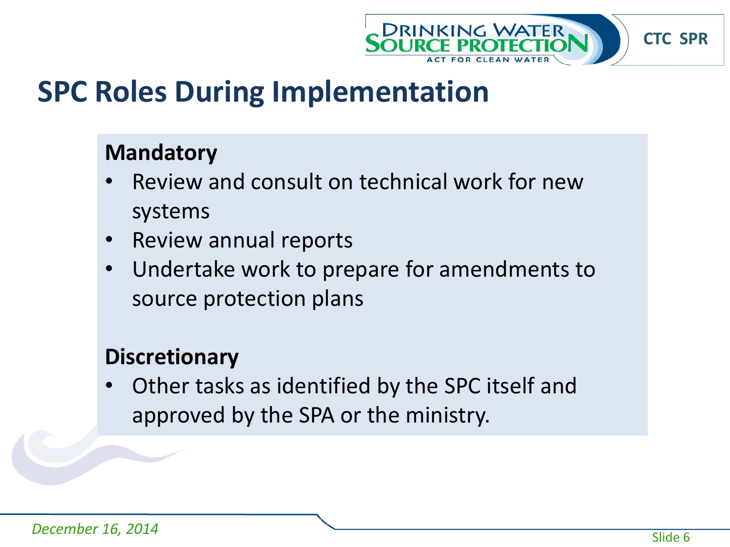# SPC Roles During Implementation

**Mandatory**

- Review and consult on technical work for new systems
- Review annual reports
- Undertake work to prepare for amendments to source protection plans

**Discretionary**

- Other tasks as identified by the SPC itself and approved by the SPA or the ministry.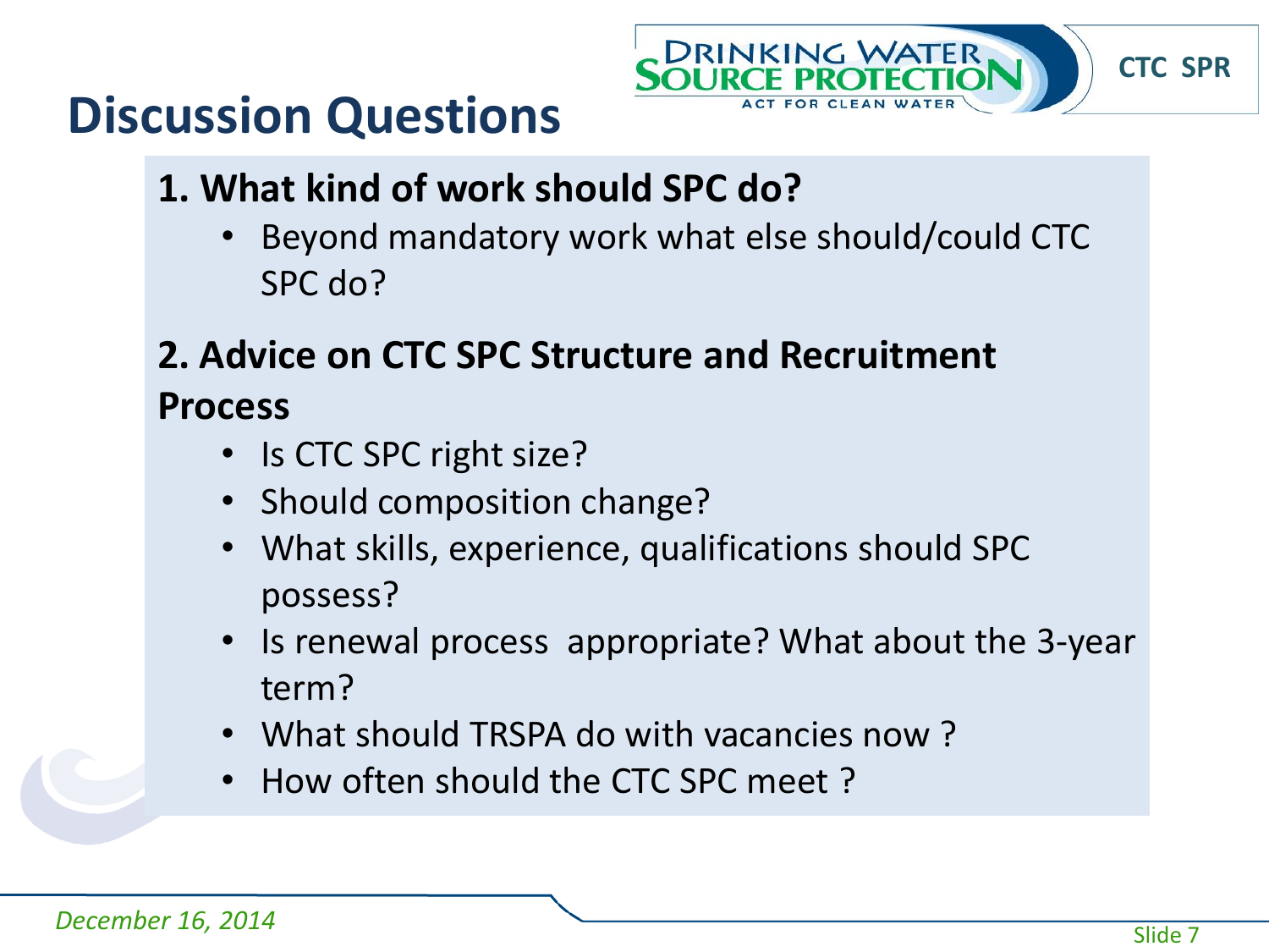# Discussion Questions

**1. What kind of work should SPC do?**

- Beyond mandatory work what else should/could CTC SPC do?

**2. Advice on CTC SPC Structure and Recruitment Process**

- Is CTC SPC right size?
- Should composition change?
- What skills, experience, qualifications should SPC possess?
- Is renewal process appropriate? What about the 3-year term?
- What should TRSPA do with vacancies now ?
- How often should the CTC SPC meet ?